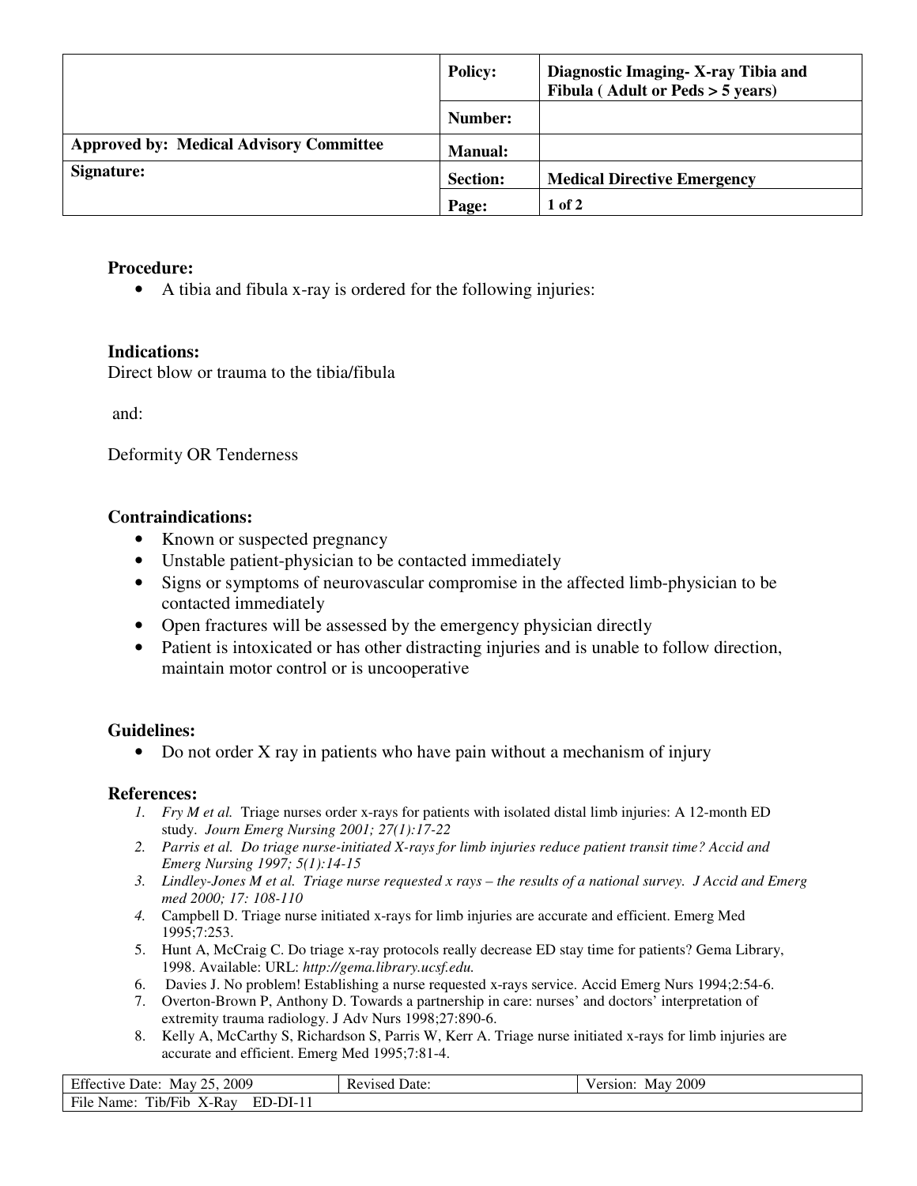| | Policy: | Diagnostic Imaging- X-ray Tibia and Fibula ( Adult or Peds > 5 years) |
|---|---|---|
| | Number: | |
| Approved by: Medical Advisory Committee | Manual: | |
| Signature: | Section: | Medical Directive Emergency |
| | Page: | 1 of 2 |

### Procedure:

- A tibia and fibula x-ray is ordered for the following injuries:

### Indications:

Direct blow or trauma to the tibia/fibula

and:

Deformity OR Tenderness

### Contraindications:

- Known or suspected pregnancy
- Unstable patient-physician to be contacted immediately
- Signs or symptoms of neurovascular compromise in the affected limb-physician to be contacted immediately
- Open fractures will be assessed by the emergency physician directly
- Patient is intoxicated or has other distracting injuries and is unable to follow direction, maintain motor control or is uncooperative

### Guidelines:

- Do not order X ray in patients who have pain without a mechanism of injury

### References:

1. *Fry M et al. Triage nurses order x-rays for patients with isolated distal limb injuries: A 12-month ED study. Journ Emerg Nursing 2001; 27(1):17-22*
2. *Parris et al. Do triage nurse-initiated X-rays for limb injuries reduce patient transit time? Accid and Emerg Nursing 1997; 5(1):14-15*
3. *Lindley-Jones M et al. Triage nurse requested x rays – the results of a national survey. J Accid and Emerg med 2000; 17: 108-110*
4. Campbell D. Triage nurse initiated x-rays for limb injuries are accurate and efficient. Emerg Med 1995;7:253.
5. Hunt A, McCraig C. Do triage x-ray protocols really decrease ED stay time for patients? Gema Library, 1998. Available: URL: *http://gema.library.ucsf.edu.*
6. Davies J. No problem! Establishing a nurse requested x-rays service. Accid Emerg Nurs 1994;2:54-6.
7. Overton-Brown P, Anthony D. Towards a partnership in care: nurses' and doctors' interpretation of extremity trauma radiology. J Adv Nurs 1998;27:890-6.
8. Kelly A, McCarthy S, Richardson S, Parris W, Kerr A. Triage nurse initiated x-rays for limb injuries are accurate and efficient. Emerg Med 1995;7:81-4.

| Effective Date: May 25, 2009 | Revised Date: | Version: May 2009 |
|---|---|---|
| File Name: Tib/Fib X-Ray ED-DI-11 | | |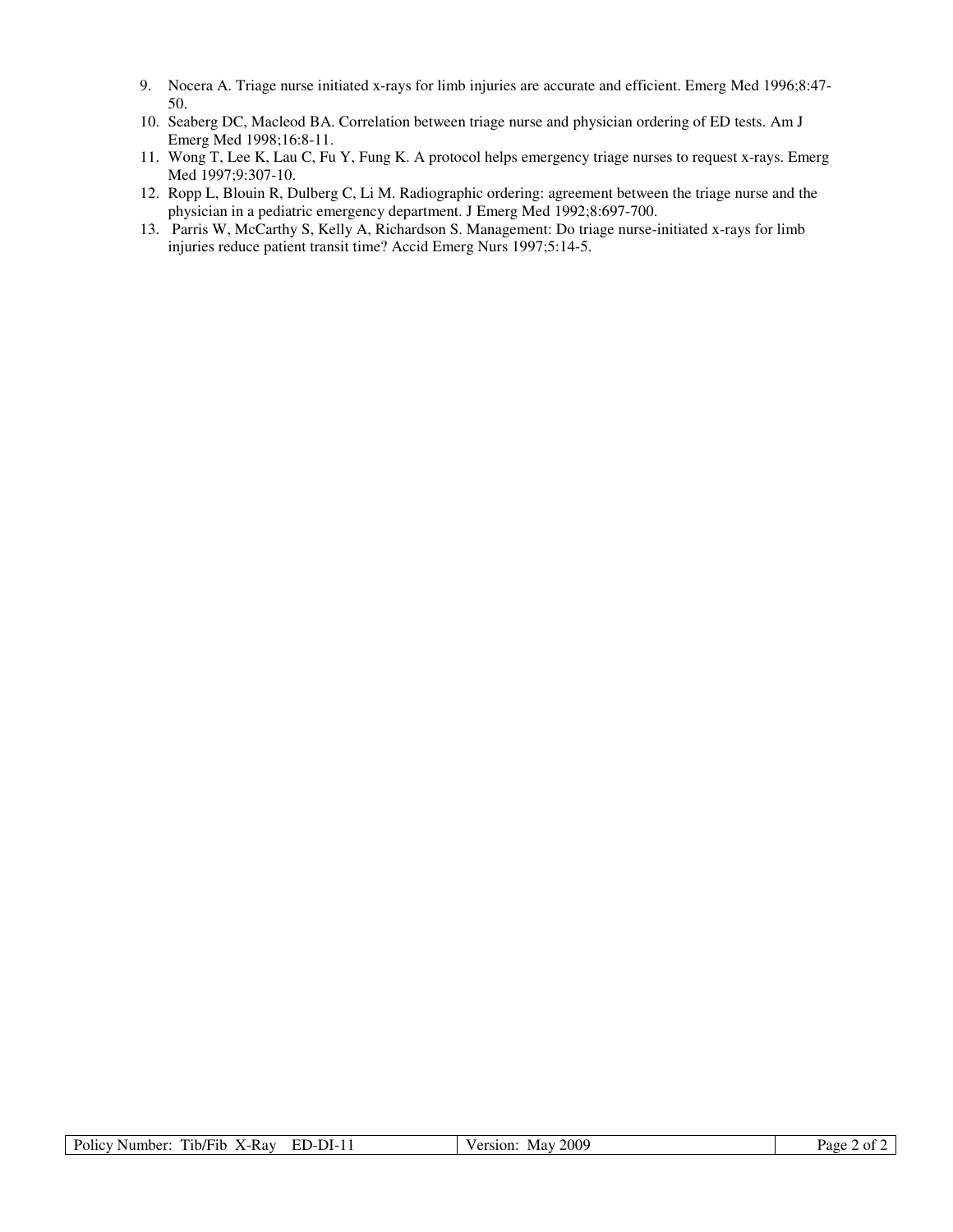9. Nocera A. Triage nurse initiated x-rays for limb injuries are accurate and efficient. Emerg Med 1996;8:47-50.
10. Seaberg DC, Macleod BA. Correlation between triage nurse and physician ordering of ED tests. Am J Emerg Med 1998;16:8-11.
11. Wong T, Lee K, Lau C, Fu Y, Fung K. A protocol helps emergency triage nurses to request x-rays. Emerg Med 1997;9:307-10.
12. Ropp L, Blouin R, Dulberg C, Li M. Radiographic ordering: agreement between the triage nurse and the physician in a pediatric emergency department. J Emerg Med 1992;8:697-700.
13. Parris W, McCarthy S, Kelly A, Richardson S. Management: Do triage nurse-initiated x-rays for limb injuries reduce patient transit time? Accid Emerg Nurs 1997;5:14-5.